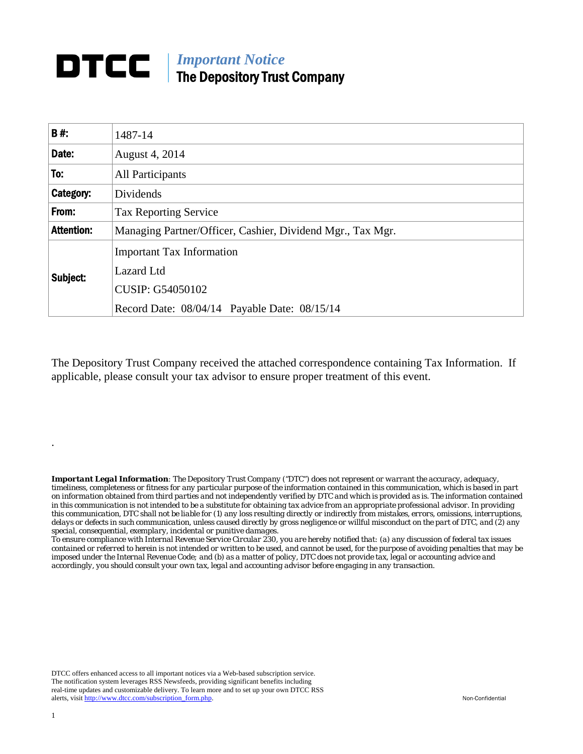# DTCC | *Important Notice*
## The Depository Trust Company

| **B #:** | 1487-14 |
|---|---|
| **Date:** | August 4, 2014 |
| **To:** | All Participants |
| **Category:** | Dividends |
| **From:** | Tax Reporting Service |
| **Attention:** | Managing Partner/Officer, Cashier, Dividend Mgr., Tax Mgr. |
| **Subject:** | Important Tax Information<br>Lazard Ltd<br>CUSIP: G54050102<br>Record Date: 08/04/14 Payable Date: 08/15/14 |

The Depository Trust Company received the attached correspondence containing Tax Information. If applicable, please consult your tax advisor to ensure proper treatment of this event.

.

***Important Legal Information**: The Depository Trust Company ("DTC") does not represent or warrant the accuracy, adequacy, timeliness, completeness or fitness for any particular purpose of the information contained in this communication, which is based in part on information obtained from third parties and not independently verified by DTC and which is provided as is. The information contained in this communication is not intended to be a substitute for obtaining tax advice from an appropriate professional advisor. In providing this communication, DTC shall not be liable for (1) any loss resulting directly or indirectly from mistakes, errors, omissions, interruptions, delays or defects in such communication, unless caused directly by gross negligence or willful misconduct on the part of DTC, and (2) any special, consequential, exemplary, incidental or punitive damages.*

*To ensure compliance with Internal Revenue Service Circular 230, you are hereby notified that: (a) any discussion of federal tax issues contained or referred to herein is not intended or written to be used, and cannot be used, for the purpose of avoiding penalties that may be imposed under the Internal Revenue Code; and (b) as a matter of policy, DTC does not provide tax, legal or accounting advice and accordingly, you should consult your own tax, legal and accounting advisor before engaging in any transaction.*

DTCC offers enhanced access to all important notices via a Web-based subscription service. The notification system leverages RSS Newsfeeds, providing significant benefits including real-time updates and customizable delivery. To learn more and to set up your own DTCC RSS alerts, visit http://www.dtcc.com/subscription_form.php.

Non-Confidential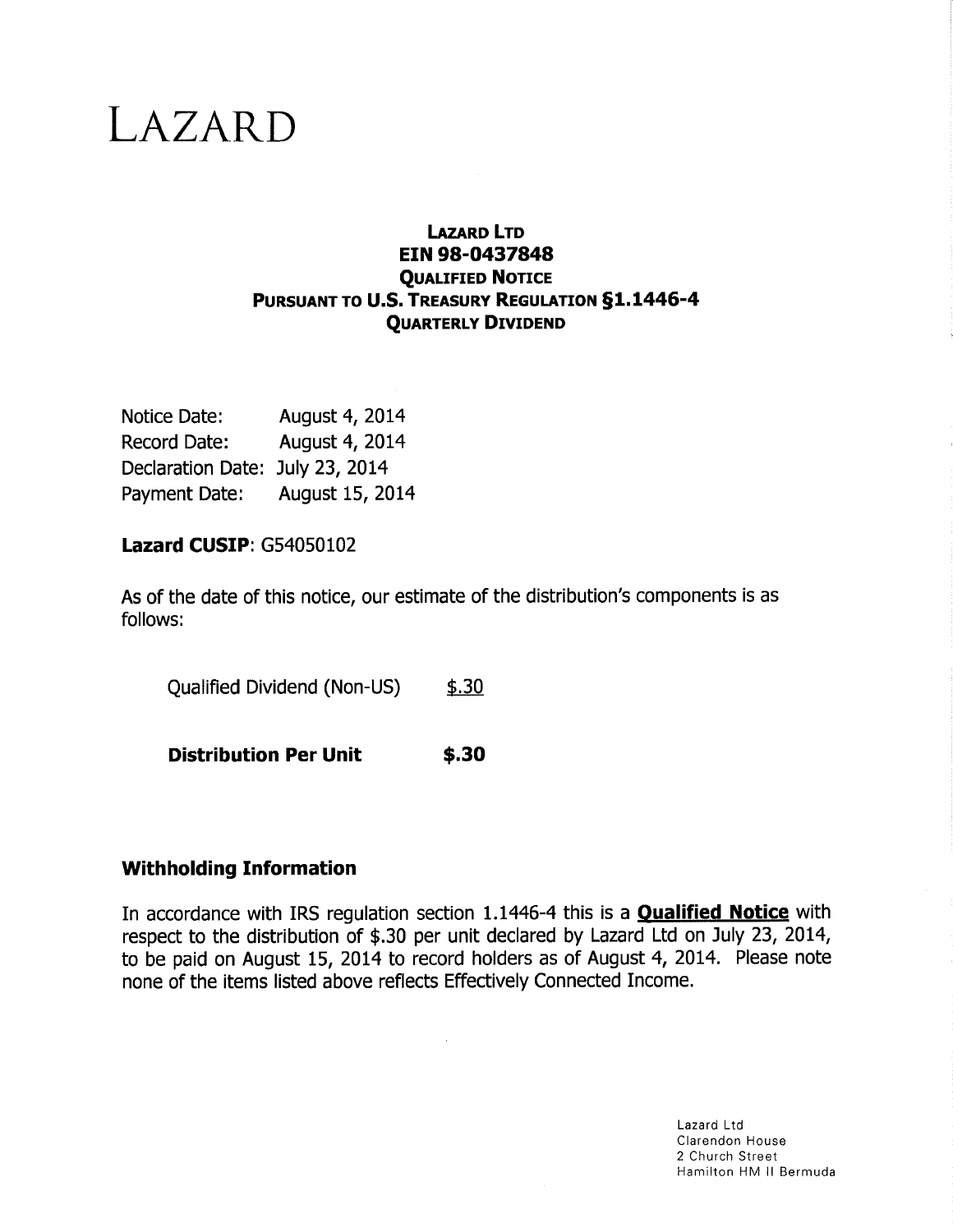# LAZARD

### **Lazard Ltd**
### **EIN 98-0437848**
### **Qualified Notice**
### **Pursuant to U.S. Treasury Regulation §1.1446-4**
### **Quarterly Dividend**

Notice Date: August 4, 2014
Record Date: August 4, 2014
Declaration Date: July 23, 2014
Payment Date: August 15, 2014

**Lazard CUSIP**: G54050102

As of the date of this notice, our estimate of the distribution's components is as follows:

| | |
|---|---|
| Qualified Dividend (Non-US) | $.30 |
| **Distribution Per Unit** | **$.30** |

## **Withholding Information**

In accordance with IRS regulation section 1.1446-4 this is a **Qualified Notice** with respect to the distribution of $.30 per unit declared by Lazard Ltd on July 23, 2014, to be paid on August 15, 2014 to record holders as of August 4, 2014. Please note none of the items listed above reflects Effectively Connected Income.

Lazard Ltd
Clarendon House
2 Church Street
Hamilton HM II Bermuda